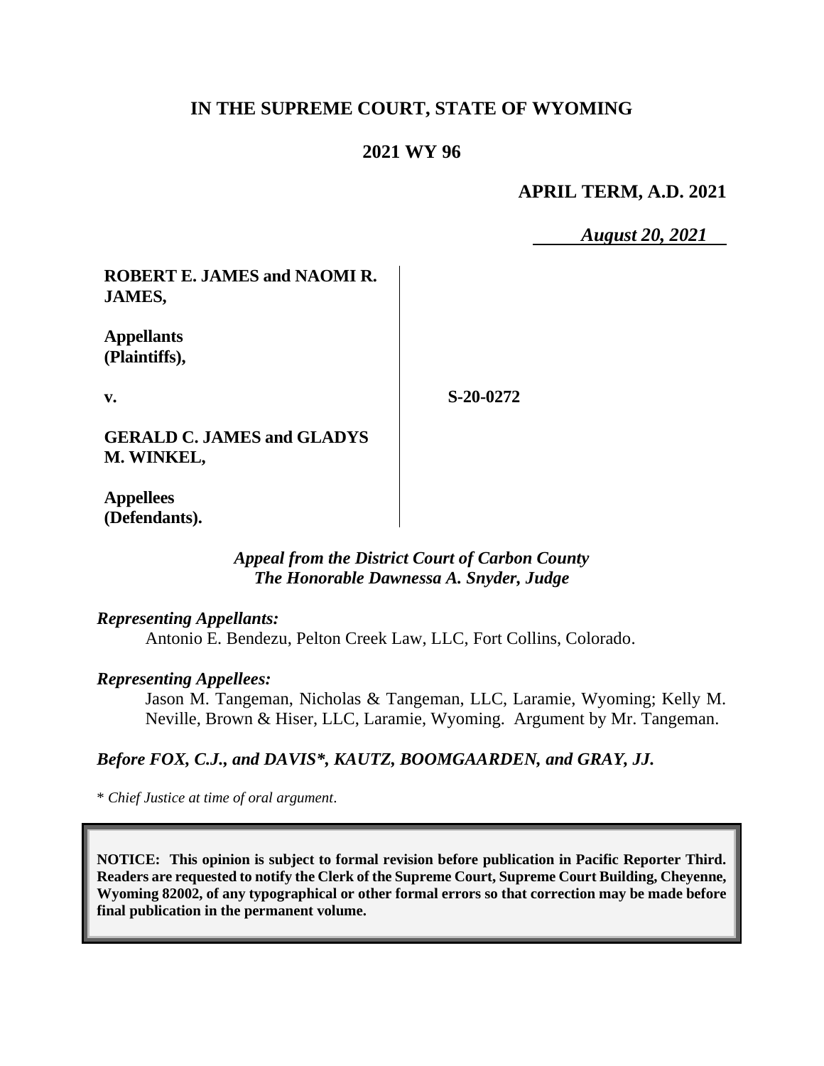# IN THE SUPREME COURT, STATE OF WYOMING

## 2021 WY 96

**APRIL TERM, A.D. 2021**

***August 20, 2021***

**ROBERT E. JAMES and NAOMI R. JAMES,**

**Appellants (Plaintiffs),**

**v.**

**S-20-0272**

**GERALD C. JAMES and GLADYS M. WINKEL,**

**Appellees (Defendants).**

*Appeal from the District Court of Carbon County*
*The Honorable Dawnessa A. Snyder, Judge*

*Representing Appellants:*

Antonio E. Bendezu, Pelton Creek Law, LLC, Fort Collins, Colorado.

*Representing Appellees:*

Jason M. Tangeman, Nicholas & Tangeman, LLC, Laramie, Wyoming; Kelly M. Neville, Brown & Hiser, LLC, Laramie, Wyoming. Argument by Mr. Tangeman.

*Before FOX, C.J., and DAVIS\*, KAUTZ, BOOMGAARDEN, and GRAY, JJ.*

\* *Chief Justice at time of oral argument.*

**NOTICE: This opinion is subject to formal revision before publication in Pacific Reporter Third. Readers are requested to notify the Clerk of the Supreme Court, Supreme Court Building, Cheyenne, Wyoming 82002, of any typographical or other formal errors so that correction may be made before final publication in the permanent volume.**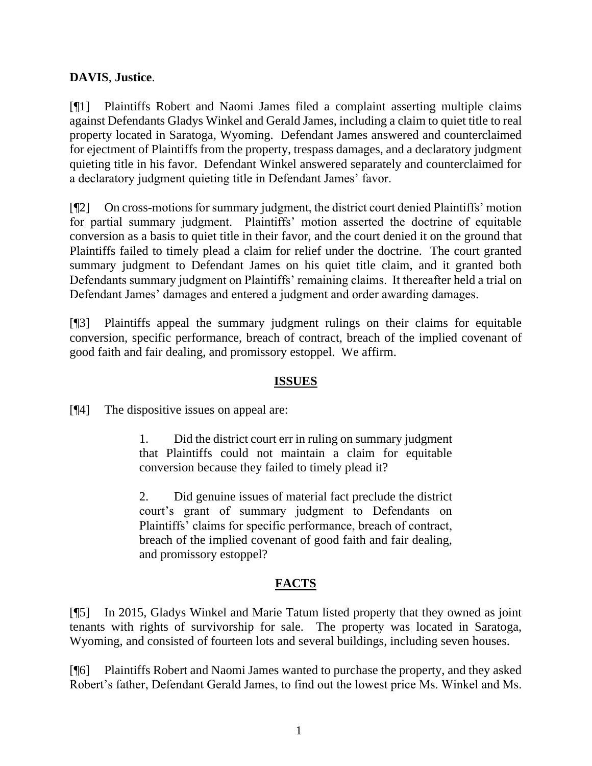**DAVIS**, **Justice**.

[¶1] Plaintiffs Robert and Naomi James filed a complaint asserting multiple claims against Defendants Gladys Winkel and Gerald James, including a claim to quiet title to real property located in Saratoga, Wyoming. Defendant James answered and counterclaimed for ejectment of Plaintiffs from the property, trespass damages, and a declaratory judgment quieting title in his favor. Defendant Winkel answered separately and counterclaimed for a declaratory judgment quieting title in Defendant James' favor.

[¶2] On cross-motions for summary judgment, the district court denied Plaintiffs' motion for partial summary judgment. Plaintiffs' motion asserted the doctrine of equitable conversion as a basis to quiet title in their favor, and the court denied it on the ground that Plaintiffs failed to timely plead a claim for relief under the doctrine. The court granted summary judgment to Defendant James on his quiet title claim, and it granted both Defendants summary judgment on Plaintiffs' remaining claims. It thereafter held a trial on Defendant James' damages and entered a judgment and order awarding damages.

[¶3] Plaintiffs appeal the summary judgment rulings on their claims for equitable conversion, specific performance, breach of contract, breach of the implied covenant of good faith and fair dealing, and promissory estoppel. We affirm.

## ISSUES

[¶4] The dispositive issues on appeal are:

> 1. Did the district court err in ruling on summary judgment that Plaintiffs could not maintain a claim for equitable conversion because they failed to timely plead it?
>
> 2. Did genuine issues of material fact preclude the district court's grant of summary judgment to Defendants on Plaintiffs' claims for specific performance, breach of contract, breach of the implied covenant of good faith and fair dealing, and promissory estoppel?

## FACTS

[¶5] In 2015, Gladys Winkel and Marie Tatum listed property that they owned as joint tenants with rights of survivorship for sale. The property was located in Saratoga, Wyoming, and consisted of fourteen lots and several buildings, including seven houses.

[¶6] Plaintiffs Robert and Naomi James wanted to purchase the property, and they asked Robert's father, Defendant Gerald James, to find out the lowest price Ms. Winkel and Ms.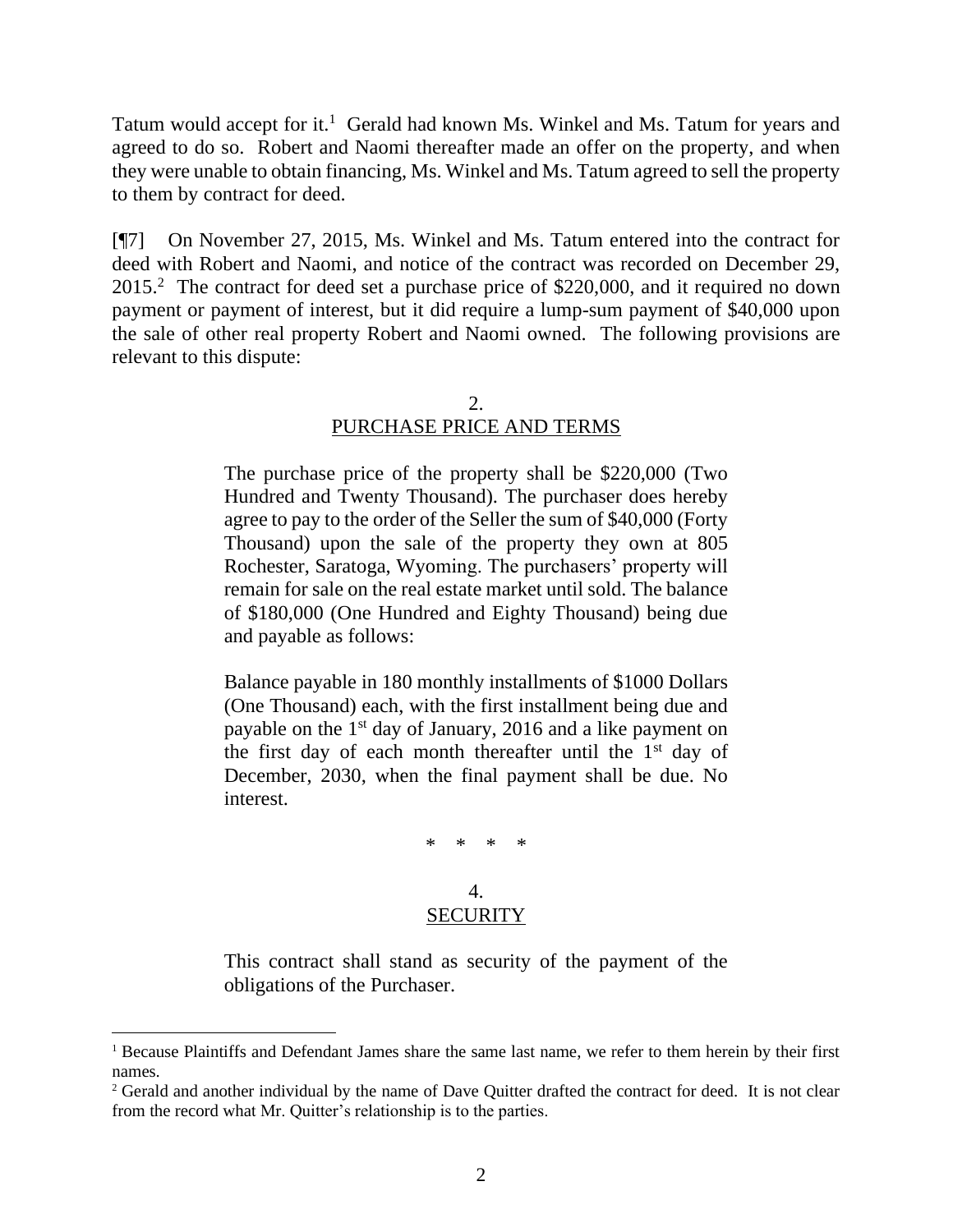Tatum would accept for it.[1] Gerald had known Ms. Winkel and Ms. Tatum for years and agreed to do so. Robert and Naomi thereafter made an offer on the property, and when they were unable to obtain financing, Ms. Winkel and Ms. Tatum agreed to sell the property to them by contract for deed.

[¶7] On November 27, 2015, Ms. Winkel and Ms. Tatum entered into the contract for deed with Robert and Naomi, and notice of the contract was recorded on December 29, 2015.[2] The contract for deed set a purchase price of $220,000, and it required no down payment or payment of interest, but it did require a lump-sum payment of $40,000 upon the sale of other real property Robert and Naomi owned. The following provisions are relevant to this dispute:

> 2.
> PURCHASE PRICE AND TERMS
>
> The purchase price of the property shall be $220,000 (Two Hundred and Twenty Thousand). The purchaser does hereby agree to pay to the order of the Seller the sum of $40,000 (Forty Thousand) upon the sale of the property they own at 805 Rochester, Saratoga, Wyoming. The purchasers' property will remain for sale on the real estate market until sold. The balance of $180,000 (One Hundred and Eighty Thousand) being due and payable as follows:
>
> Balance payable in 180 monthly installments of $1000 Dollars (One Thousand) each, with the first installment being due and payable on the 1st day of January, 2016 and a like payment on the first day of each month thereafter until the 1st day of December, 2030, when the final payment shall be due. No interest.
>
> \* \* \* \*
>
> 4.
> SECURITY
>
> This contract shall stand as security of the payment of the obligations of the Purchaser.

---

[1] Because Plaintiffs and Defendant James share the same last name, we refer to them herein by their first names.

[2] Gerald and another individual by the name of Dave Quitter drafted the contract for deed. It is not clear from the record what Mr. Quitter's relationship is to the parties.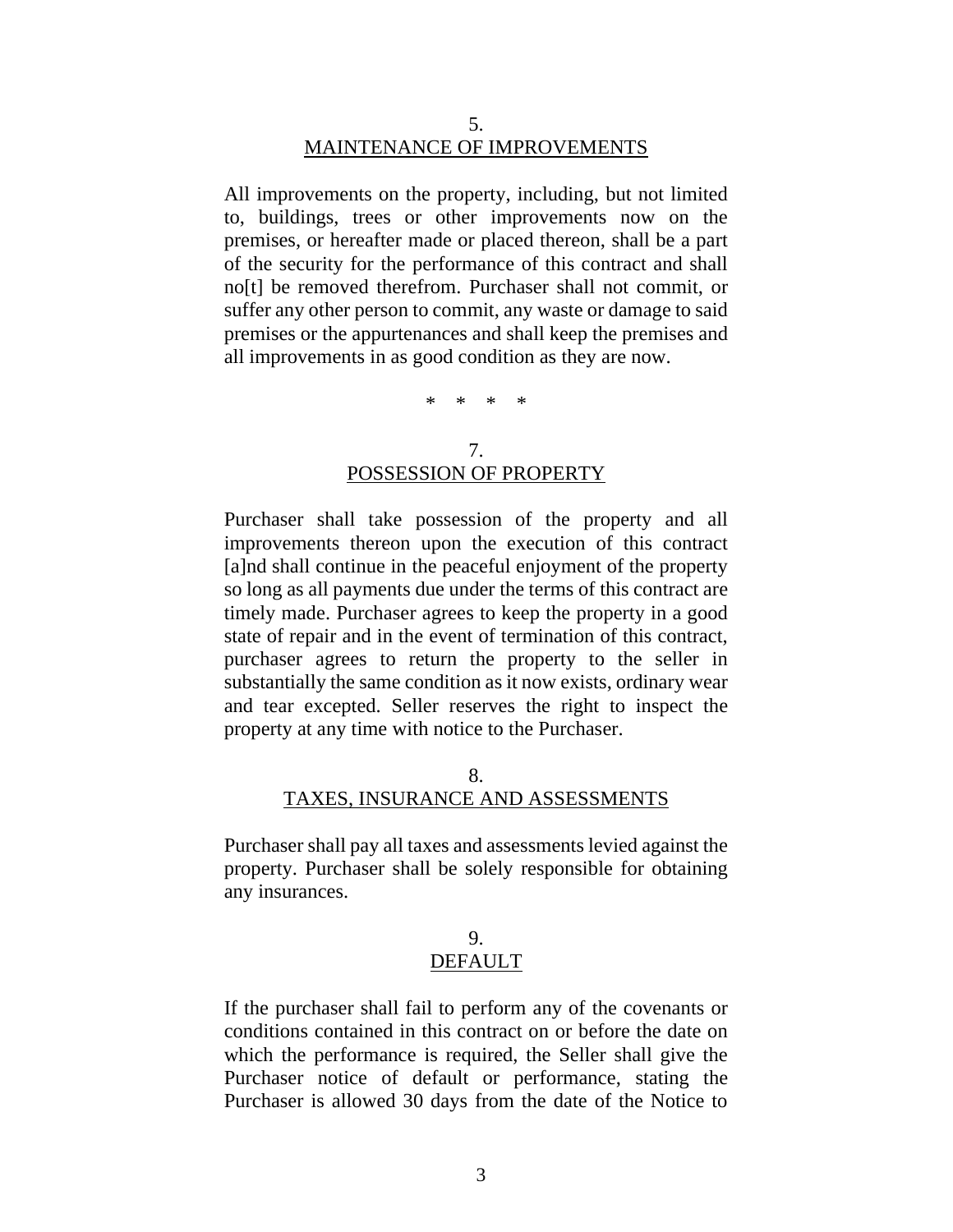5.
MAINTENANCE OF IMPROVEMENTS

All improvements on the property, including, but not limited to, buildings, trees or other improvements now on the premises, or hereafter made or placed thereon, shall be a part of the security for the performance of this contract and shall no[t] be removed therefrom. Purchaser shall not commit, or suffer any other person to commit, any waste or damage to said premises or the appurtenances and shall keep the premises and all improvements in as good condition as they are now.

\* \* \* \*

7.
POSSESSION OF PROPERTY

Purchaser shall take possession of the property and all improvements thereon upon the execution of this contract [a]nd shall continue in the peaceful enjoyment of the property so long as all payments due under the terms of this contract are timely made. Purchaser agrees to keep the property in a good state of repair and in the event of termination of this contract, purchaser agrees to return the property to the seller in substantially the same condition as it now exists, ordinary wear and tear excepted. Seller reserves the right to inspect the property at any time with notice to the Purchaser.

8.
TAXES, INSURANCE AND ASSESSMENTS

Purchaser shall pay all taxes and assessments levied against the property. Purchaser shall be solely responsible for obtaining any insurances.

9.
DEFAULT

If the purchaser shall fail to perform any of the covenants or conditions contained in this contract on or before the date on which the performance is required, the Seller shall give the Purchaser notice of default or performance, stating the Purchaser is allowed 30 days from the date of the Notice to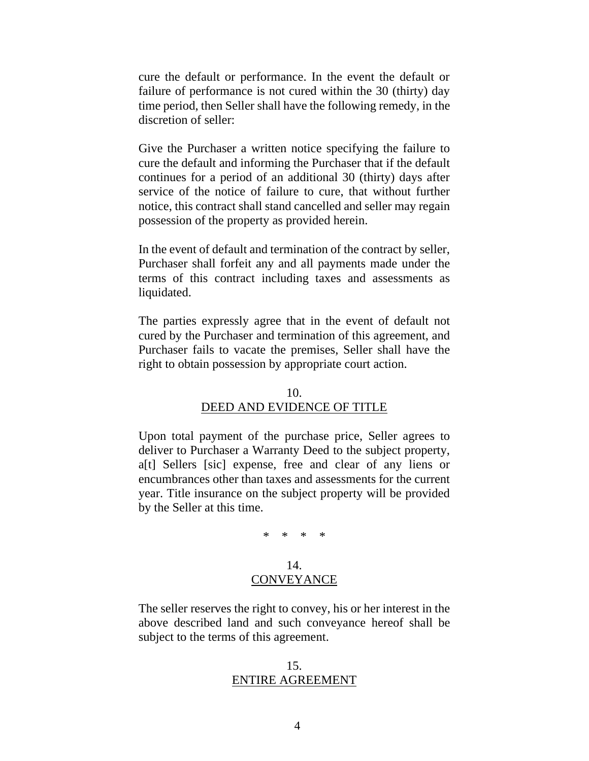cure the default or performance. In the event the default or failure of performance is not cured within the 30 (thirty) day time period, then Seller shall have the following remedy, in the discretion of seller:

Give the Purchaser a written notice specifying the failure to cure the default and informing the Purchaser that if the default continues for a period of an additional 30 (thirty) days after service of the notice of failure to cure, that without further notice, this contract shall stand cancelled and seller may regain possession of the property as provided herein.

In the event of default and termination of the contract by seller, Purchaser shall forfeit any and all payments made under the terms of this contract including taxes and assessments as liquidated.

The parties expressly agree that in the event of default not cured by the Purchaser and termination of this agreement, and Purchaser fails to vacate the premises, Seller shall have the right to obtain possession by appropriate court action.

10.
DEED AND EVIDENCE OF TITLE

Upon total payment of the purchase price, Seller agrees to deliver to Purchaser a Warranty Deed to the subject property, a[t] Sellers [sic] expense, free and clear of any liens or encumbrances other than taxes and assessments for the current year. Title insurance on the subject property will be provided by the Seller at this time.

\* \* \* \*

14.
CONVEYANCE

The seller reserves the right to convey, his or her interest in the above described land and such conveyance hereof shall be subject to the terms of this agreement.

15.
ENTIRE AGREEMENT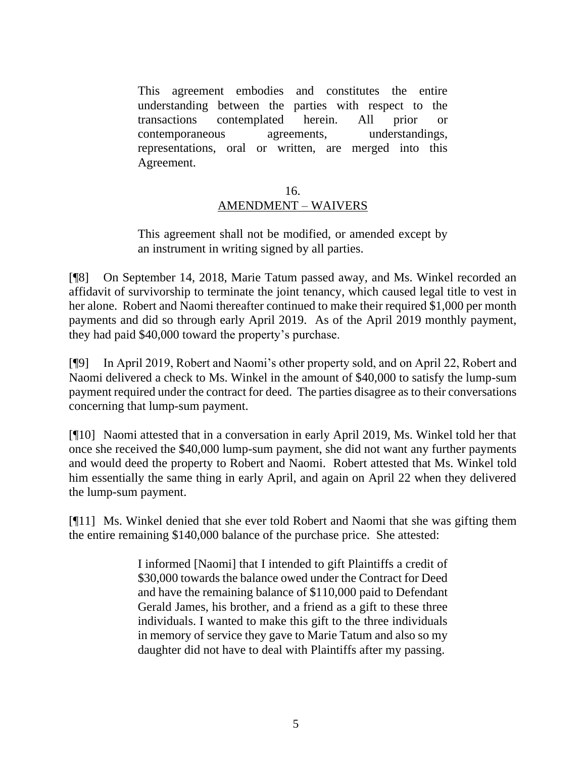> This agreement embodies and constitutes the entire understanding between the parties with respect to the transactions contemplated herein. All prior or contemporaneous agreements, understandings, representations, oral or written, are merged into this Agreement.
>
> 16.
> AMENDMENT – WAIVERS
>
> This agreement shall not be modified, or amended except by an instrument in writing signed by all parties.

[¶8] On September 14, 2018, Marie Tatum passed away, and Ms. Winkel recorded an affidavit of survivorship to terminate the joint tenancy, which caused legal title to vest in her alone. Robert and Naomi thereafter continued to make their required $1,000 per month payments and did so through early April 2019. As of the April 2019 monthly payment, they had paid $40,000 toward the property's purchase.

[¶9] In April 2019, Robert and Naomi's other property sold, and on April 22, Robert and Naomi delivered a check to Ms. Winkel in the amount of $40,000 to satisfy the lump-sum payment required under the contract for deed. The parties disagree as to their conversations concerning that lump-sum payment.

[¶10] Naomi attested that in a conversation in early April 2019, Ms. Winkel told her that once she received the $40,000 lump-sum payment, she did not want any further payments and would deed the property to Robert and Naomi. Robert attested that Ms. Winkel told him essentially the same thing in early April, and again on April 22 when they delivered the lump-sum payment.

[¶11] Ms. Winkel denied that she ever told Robert and Naomi that she was gifting them the entire remaining $140,000 balance of the purchase price. She attested:

> I informed [Naomi] that I intended to gift Plaintiffs a credit of $30,000 towards the balance owed under the Contract for Deed and have the remaining balance of $110,000 paid to Defendant Gerald James, his brother, and a friend as a gift to these three individuals. I wanted to make this gift to the three individuals in memory of service they gave to Marie Tatum and also so my daughter did not have to deal with Plaintiffs after my passing.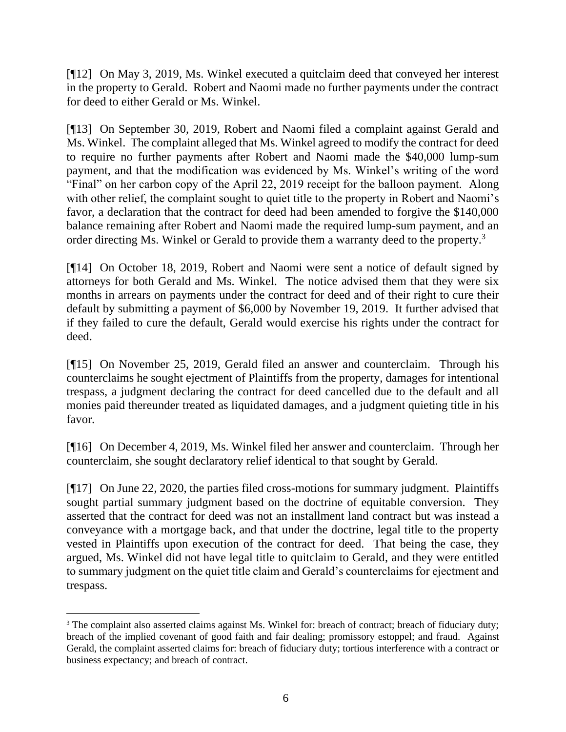[¶12] On May 3, 2019, Ms. Winkel executed a quitclaim deed that conveyed her interest in the property to Gerald. Robert and Naomi made no further payments under the contract for deed to either Gerald or Ms. Winkel.

[¶13] On September 30, 2019, Robert and Naomi filed a complaint against Gerald and Ms. Winkel. The complaint alleged that Ms. Winkel agreed to modify the contract for deed to require no further payments after Robert and Naomi made the $40,000 lump-sum payment, and that the modification was evidenced by Ms. Winkel's writing of the word "Final" on her carbon copy of the April 22, 2019 receipt for the balloon payment. Along with other relief, the complaint sought to quiet title to the property in Robert and Naomi's favor, a declaration that the contract for deed had been amended to forgive the $140,000 balance remaining after Robert and Naomi made the required lump-sum payment, and an order directing Ms. Winkel or Gerald to provide them a warranty deed to the property.[3]

[¶14] On October 18, 2019, Robert and Naomi were sent a notice of default signed by attorneys for both Gerald and Ms. Winkel. The notice advised them that they were six months in arrears on payments under the contract for deed and of their right to cure their default by submitting a payment of $6,000 by November 19, 2019. It further advised that if they failed to cure the default, Gerald would exercise his rights under the contract for deed.

[¶15] On November 25, 2019, Gerald filed an answer and counterclaim. Through his counterclaims he sought ejectment of Plaintiffs from the property, damages for intentional trespass, a judgment declaring the contract for deed cancelled due to the default and all monies paid thereunder treated as liquidated damages, and a judgment quieting title in his favor.

[¶16] On December 4, 2019, Ms. Winkel filed her answer and counterclaim. Through her counterclaim, she sought declaratory relief identical to that sought by Gerald.

[¶17] On June 22, 2020, the parties filed cross-motions for summary judgment. Plaintiffs sought partial summary judgment based on the doctrine of equitable conversion. They asserted that the contract for deed was not an installment land contract but was instead a conveyance with a mortgage back, and that under the doctrine, legal title to the property vested in Plaintiffs upon execution of the contract for deed. That being the case, they argued, Ms. Winkel did not have legal title to quitclaim to Gerald, and they were entitled to summary judgment on the quiet title claim and Gerald's counterclaims for ejectment and trespass.

---

[3] The complaint also asserted claims against Ms. Winkel for: breach of contract; breach of fiduciary duty; breach of the implied covenant of good faith and fair dealing; promissory estoppel; and fraud. Against Gerald, the complaint asserted claims for: breach of fiduciary duty; tortious interference with a contract or business expectancy; and breach of contract.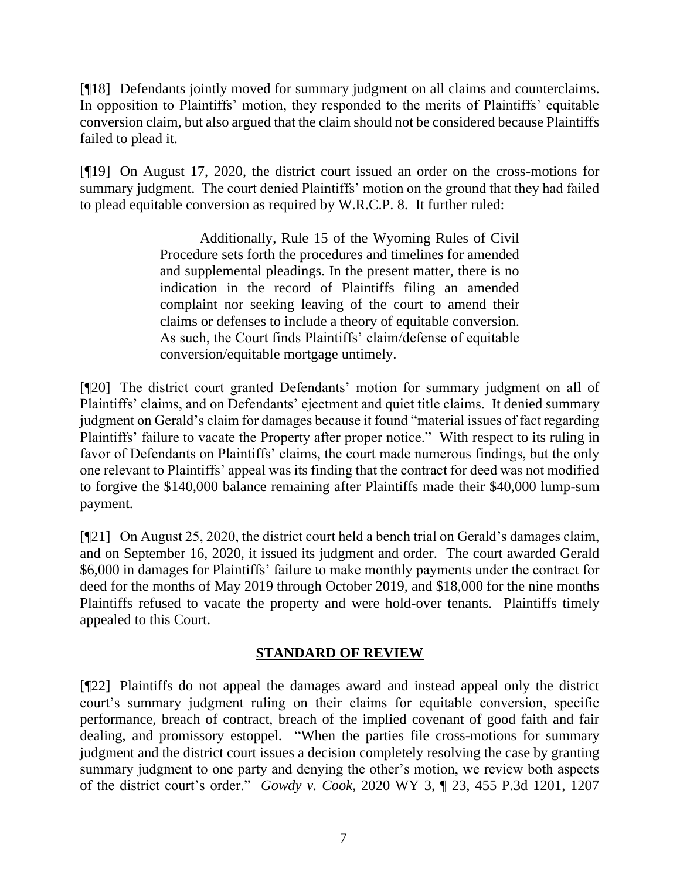[¶18] Defendants jointly moved for summary judgment on all claims and counterclaims. In opposition to Plaintiffs' motion, they responded to the merits of Plaintiffs' equitable conversion claim, but also argued that the claim should not be considered because Plaintiffs failed to plead it.

[¶19] On August 17, 2020, the district court issued an order on the cross-motions for summary judgment. The court denied Plaintiffs' motion on the ground that they had failed to plead equitable conversion as required by W.R.C.P. 8. It further ruled:

> Additionally, Rule 15 of the Wyoming Rules of Civil Procedure sets forth the procedures and timelines for amended and supplemental pleadings. In the present matter, there is no indication in the record of Plaintiffs filing an amended complaint nor seeking leaving of the court to amend their claims or defenses to include a theory of equitable conversion. As such, the Court finds Plaintiffs' claim/defense of equitable conversion/equitable mortgage untimely.

[¶20] The district court granted Defendants' motion for summary judgment on all of Plaintiffs' claims, and on Defendants' ejectment and quiet title claims. It denied summary judgment on Gerald's claim for damages because it found "material issues of fact regarding Plaintiffs' failure to vacate the Property after proper notice." With respect to its ruling in favor of Defendants on Plaintiffs' claims, the court made numerous findings, but the only one relevant to Plaintiffs' appeal was its finding that the contract for deed was not modified to forgive the $140,000 balance remaining after Plaintiffs made their $40,000 lump-sum payment.

[¶21] On August 25, 2020, the district court held a bench trial on Gerald's damages claim, and on September 16, 2020, it issued its judgment and order. The court awarded Gerald $6,000 in damages for Plaintiffs' failure to make monthly payments under the contract for deed for the months of May 2019 through October 2019, and $18,000 for the nine months Plaintiffs refused to vacate the property and were hold-over tenants. Plaintiffs timely appealed to this Court.

## STANDARD OF REVIEW

[¶22] Plaintiffs do not appeal the damages award and instead appeal only the district court's summary judgment ruling on their claims for equitable conversion, specific performance, breach of contract, breach of the implied covenant of good faith and fair dealing, and promissory estoppel. "When the parties file cross-motions for summary judgment and the district court issues a decision completely resolving the case by granting summary judgment to one party and denying the other's motion, we review both aspects of the district court's order." *Gowdy v. Cook*, 2020 WY 3, ¶ 23, 455 P.3d 1201, 1207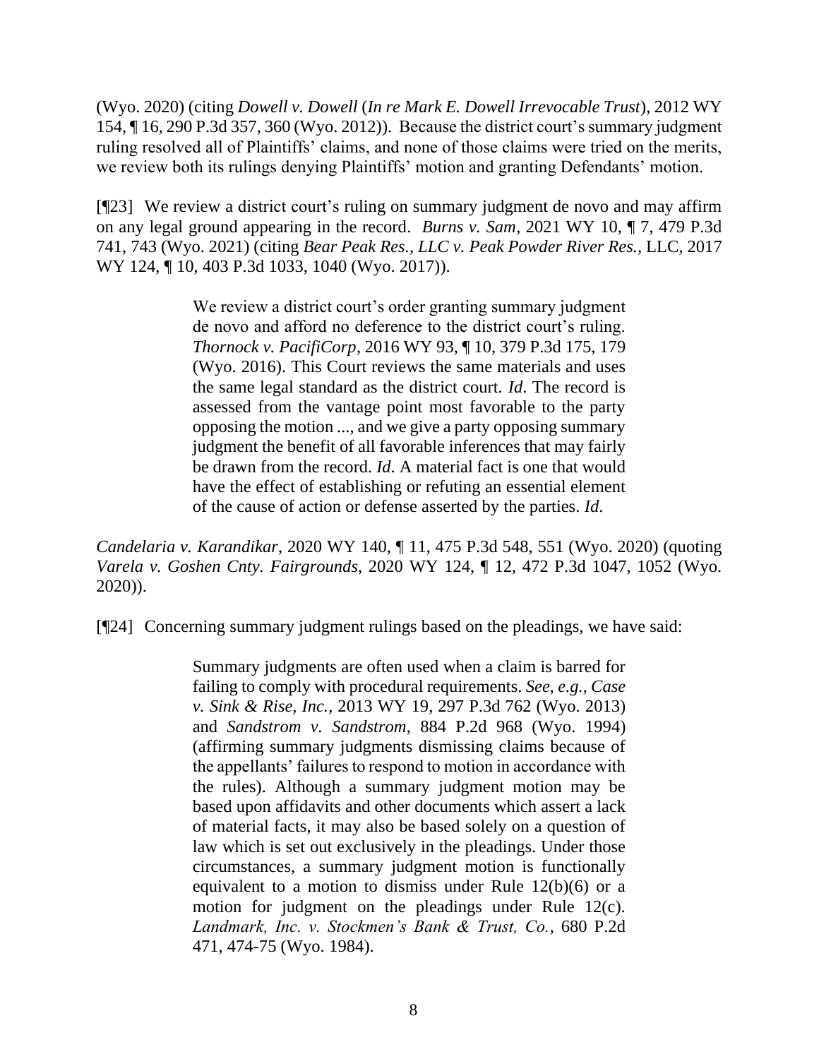(Wyo. 2020) (citing *Dowell v. Dowell* (*In re Mark E. Dowell Irrevocable Trust*), 2012 WY 154, ¶ 16, 290 P.3d 357, 360 (Wyo. 2012)). Because the district court's summary judgment ruling resolved all of Plaintiffs' claims, and none of those claims were tried on the merits, we review both its rulings denying Plaintiffs' motion and granting Defendants' motion.

[¶23] We review a district court's ruling on summary judgment de novo and may affirm on any legal ground appearing in the record. *Burns v. Sam*, 2021 WY 10, ¶ 7, 479 P.3d 741, 743 (Wyo. 2021) (citing *Bear Peak Res., LLC v. Peak Powder River Res.*, LLC, 2017 WY 124, ¶ 10, 403 P.3d 1033, 1040 (Wyo. 2017)).

> We review a district court's order granting summary judgment de novo and afford no deference to the district court's ruling. *Thornock v. PacifiCorp*, 2016 WY 93, ¶ 10, 379 P.3d 175, 179 (Wyo. 2016). This Court reviews the same materials and uses the same legal standard as the district court. *Id*. The record is assessed from the vantage point most favorable to the party opposing the motion ..., and we give a party opposing summary judgment the benefit of all favorable inferences that may fairly be drawn from the record. *Id*. A material fact is one that would have the effect of establishing or refuting an essential element of the cause of action or defense asserted by the parties. *Id*.

*Candelaria v. Karandikar*, 2020 WY 140, ¶ 11, 475 P.3d 548, 551 (Wyo. 2020) (quoting *Varela v. Goshen Cnty. Fairgrounds*, 2020 WY 124, ¶ 12, 472 P.3d 1047, 1052 (Wyo. 2020)).

[¶24] Concerning summary judgment rulings based on the pleadings, we have said:

> Summary judgments are often used when a claim is barred for failing to comply with procedural requirements. *See*, *e.g.*, *Case v. Sink & Rise, Inc.*, 2013 WY 19, 297 P.3d 762 (Wyo. 2013) and *Sandstrom v. Sandstrom*, 884 P.2d 968 (Wyo. 1994) (affirming summary judgments dismissing claims because of the appellants' failures to respond to motion in accordance with the rules). Although a summary judgment motion may be based upon affidavits and other documents which assert a lack of material facts, it may also be based solely on a question of law which is set out exclusively in the pleadings. Under those circumstances, a summary judgment motion is functionally equivalent to a motion to dismiss under Rule 12(b)(6) or a motion for judgment on the pleadings under Rule 12(c). *Landmark, Inc. v. Stockmen's Bank & Trust, Co.*, 680 P.2d 471, 474-75 (Wyo. 1984).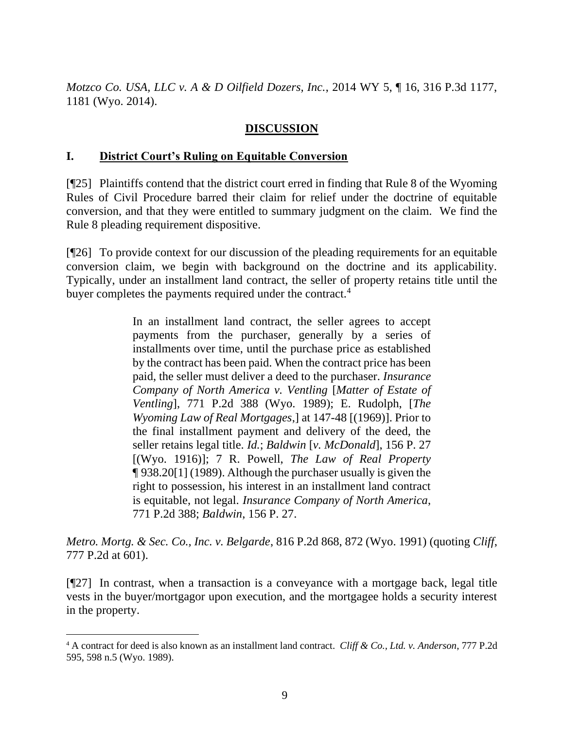*Motzco Co. USA, LLC v. A & D Oilfield Dozers, Inc.*, 2014 WY 5, ¶ 16, 316 P.3d 1177, 1181 (Wyo. 2014).

## DISCUSSION

### I. District Court's Ruling on Equitable Conversion

[¶25] Plaintiffs contend that the district court erred in finding that Rule 8 of the Wyoming Rules of Civil Procedure barred their claim for relief under the doctrine of equitable conversion, and that they were entitled to summary judgment on the claim. We find the Rule 8 pleading requirement dispositive.

[¶26] To provide context for our discussion of the pleading requirements for an equitable conversion claim, we begin with background on the doctrine and its applicability. Typically, under an installment land contract, the seller of property retains title until the buyer completes the payments required under the contract.[4]

> In an installment land contract, the seller agrees to accept payments from the purchaser, generally by a series of installments over time, until the purchase price as established by the contract has been paid. When the contract price has been paid, the seller must deliver a deed to the purchaser. *Insurance Company of North America v. Ventling* [*Matter of Estate of Ventling*], 771 P.2d 388 (Wyo. 1989); E. Rudolph, [*The Wyoming Law of Real Mortgages*,] at 147-48 [(1969)]. Prior to the final installment payment and delivery of the deed, the seller retains legal title. *Id.*; *Baldwin* [*v. McDonald*], 156 P. 27 [(Wyo. 1916)]; 7 R. Powell, *The Law of Real Property* ¶ 938.20[1] (1989). Although the purchaser usually is given the right to possession, his interest in an installment land contract is equitable, not legal. *Insurance Company of North America*, 771 P.2d 388; *Baldwin*, 156 P. 27.

*Metro. Mortg. & Sec. Co., Inc. v. Belgarde*, 816 P.2d 868, 872 (Wyo. 1991) (quoting *Cliff*, 777 P.2d at 601).

[¶27] In contrast, when a transaction is a conveyance with a mortgage back, legal title vests in the buyer/mortgagor upon execution, and the mortgagee holds a security interest in the property.

---

[4] A contract for deed is also known as an installment land contract. *Cliff & Co., Ltd. v. Anderson*, 777 P.2d 595, 598 n.5 (Wyo. 1989).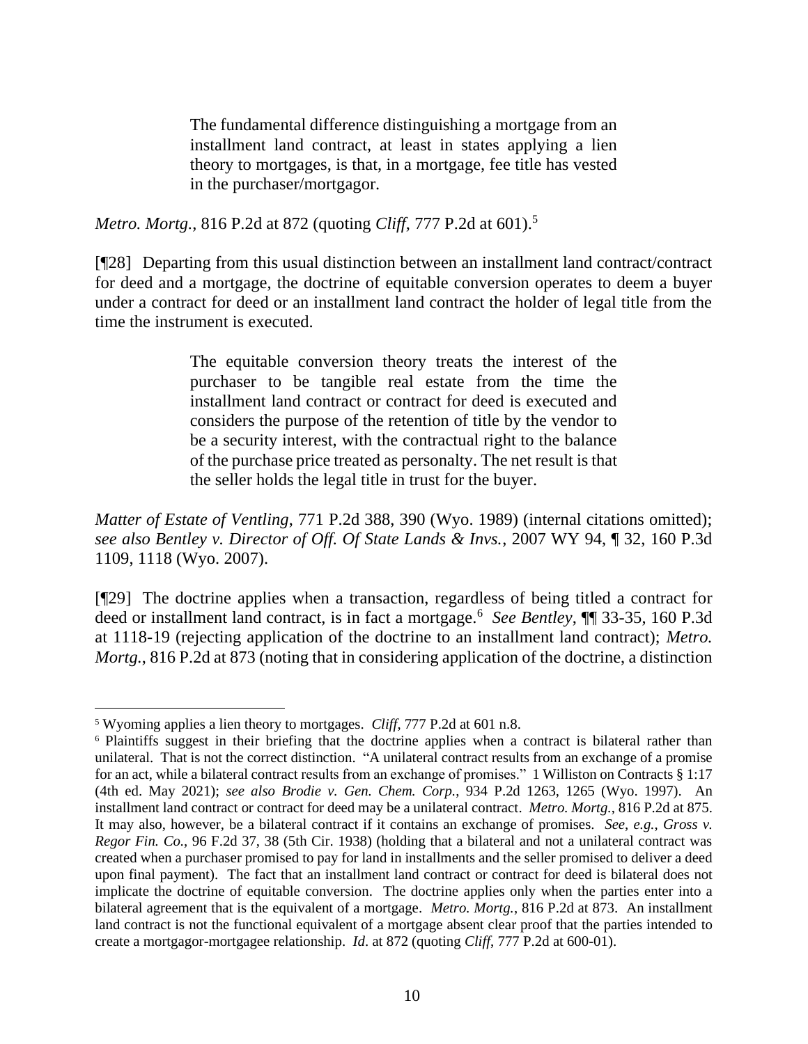> The fundamental difference distinguishing a mortgage from an installment land contract, at least in states applying a lien theory to mortgages, is that, in a mortgage, fee title has vested in the purchaser/mortgagor.

*Metro. Mortg.*, 816 P.2d at 872 (quoting *Cliff*, 777 P.2d at 601).[5]

[¶28] Departing from this usual distinction between an installment land contract/contract for deed and a mortgage, the doctrine of equitable conversion operates to deem a buyer under a contract for deed or an installment land contract the holder of legal title from the time the instrument is executed.

> The equitable conversion theory treats the interest of the purchaser to be tangible real estate from the time the installment land contract or contract for deed is executed and considers the purpose of the retention of title by the vendor to be a security interest, with the contractual right to the balance of the purchase price treated as personalty. The net result is that the seller holds the legal title in trust for the buyer.

*Matter of Estate of Ventling*, 771 P.2d 388, 390 (Wyo. 1989) (internal citations omitted); *see also Bentley v. Director of Off. Of State Lands & Invs.*, 2007 WY 94, ¶ 32, 160 P.3d 1109, 1118 (Wyo. 2007).

[¶29] The doctrine applies when a transaction, regardless of being titled a contract for deed or installment land contract, is in fact a mortgage.[6] *See Bentley*, ¶¶ 33-35, 160 P.3d at 1118-19 (rejecting application of the doctrine to an installment land contract); *Metro. Mortg.*, 816 P.2d at 873 (noting that in considering application of the doctrine, a distinction

---

[5] Wyoming applies a lien theory to mortgages. *Cliff*, 777 P.2d at 601 n.8.

[6] Plaintiffs suggest in their briefing that the doctrine applies when a contract is bilateral rather than unilateral. That is not the correct distinction. "A unilateral contract results from an exchange of a promise for an act, while a bilateral contract results from an exchange of promises." 1 Williston on Contracts § 1:17 (4th ed. May 2021); *see also Brodie v. Gen. Chem. Corp.*, 934 P.2d 1263, 1265 (Wyo. 1997). An installment land contract or contract for deed may be a unilateral contract. *Metro. Mortg.*, 816 P.2d at 875. It may also, however, be a bilateral contract if it contains an exchange of promises. *See, e.g., Gross v. Regor Fin. Co.*, 96 F.2d 37, 38 (5th Cir. 1938) (holding that a bilateral and not a unilateral contract was created when a purchaser promised to pay for land in installments and the seller promised to deliver a deed upon final payment). The fact that an installment land contract or contract for deed is bilateral does not implicate the doctrine of equitable conversion. The doctrine applies only when the parties enter into a bilateral agreement that is the equivalent of a mortgage. *Metro. Mortg.*, 816 P.2d at 873. An installment land contract is not the functional equivalent of a mortgage absent clear proof that the parties intended to create a mortgagor-mortgagee relationship. *Id*. at 872 (quoting *Cliff*, 777 P.2d at 600-01).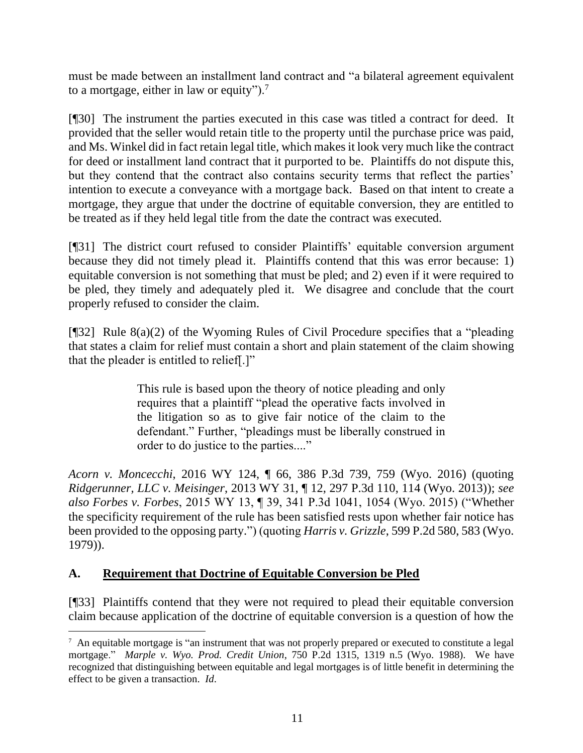must be made between an installment land contract and "a bilateral agreement equivalent to a mortgage, either in law or equity").[7]

[¶30] The instrument the parties executed in this case was titled a contract for deed. It provided that the seller would retain title to the property until the purchase price was paid, and Ms. Winkel did in fact retain legal title, which makes it look very much like the contract for deed or installment land contract that it purported to be. Plaintiffs do not dispute this, but they contend that the contract also contains security terms that reflect the parties' intention to execute a conveyance with a mortgage back. Based on that intent to create a mortgage, they argue that under the doctrine of equitable conversion, they are entitled to be treated as if they held legal title from the date the contract was executed.

[¶31] The district court refused to consider Plaintiffs' equitable conversion argument because they did not timely plead it. Plaintiffs contend that this was error because: 1) equitable conversion is not something that must be pled; and 2) even if it were required to be pled, they timely and adequately pled it. We disagree and conclude that the court properly refused to consider the claim.

[¶32] Rule 8(a)(2) of the Wyoming Rules of Civil Procedure specifies that a "pleading that states a claim for relief must contain a short and plain statement of the claim showing that the pleader is entitled to relief[.]"

> This rule is based upon the theory of notice pleading and only requires that a plaintiff "plead the operative facts involved in the litigation so as to give fair notice of the claim to the defendant." Further, "pleadings must be liberally construed in order to do justice to the parties...."

*Acorn v. Moncecchi*, 2016 WY 124, ¶ 66, 386 P.3d 739, 759 (Wyo. 2016) (quoting *Ridgerunner, LLC v. Meisinger*, 2013 WY 31, ¶ 12, 297 P.3d 110, 114 (Wyo. 2013)); *see also Forbes v. Forbes*, 2015 WY 13, ¶ 39, 341 P.3d 1041, 1054 (Wyo. 2015) ("Whether the specificity requirement of the rule has been satisfied rests upon whether fair notice has been provided to the opposing party.") (quoting *Harris v. Grizzle*, 599 P.2d 580, 583 (Wyo. 1979)).

## A. Requirement that Doctrine of Equitable Conversion be Pled

[¶33] Plaintiffs contend that they were not required to plead their equitable conversion claim because application of the doctrine of equitable conversion is a question of how the

---

[7] An equitable mortgage is "an instrument that was not properly prepared or executed to constitute a legal mortgage." *Marple v. Wyo. Prod. Credit Union*, 750 P.2d 1315, 1319 n.5 (Wyo. 1988). We have recognized that distinguishing between equitable and legal mortgages is of little benefit in determining the effect to be given a transaction. *Id*.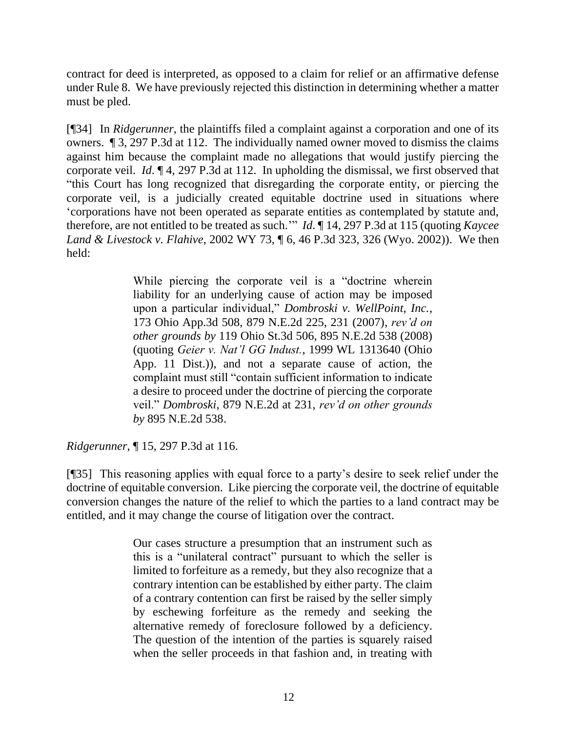contract for deed is interpreted, as opposed to a claim for relief or an affirmative defense under Rule 8. We have previously rejected this distinction in determining whether a matter must be pled.

[¶34] In *Ridgerunner*, the plaintiffs filed a complaint against a corporation and one of its owners. ¶ 3, 297 P.3d at 112. The individually named owner moved to dismiss the claims against him because the complaint made no allegations that would justify piercing the corporate veil. *Id*. ¶ 4, 297 P.3d at 112. In upholding the dismissal, we first observed that "this Court has long recognized that disregarding the corporate entity, or piercing the corporate veil, is a judicially created equitable doctrine used in situations where 'corporations have not been operated as separate entities as contemplated by statute and, therefore, are not entitled to be treated as such.'" *Id*. ¶ 14, 297 P.3d at 115 (quoting *Kaycee Land & Livestock v. Flahive*, 2002 WY 73, ¶ 6, 46 P.3d 323, 326 (Wyo. 2002)). We then held:

> While piercing the corporate veil is a "doctrine wherein liability for an underlying cause of action may be imposed upon a particular individual," *Dombroski v. WellPoint, Inc.*, 173 Ohio App.3d 508, 879 N.E.2d 225, 231 (2007), *rev'd on other grounds by* 119 Ohio St.3d 506, 895 N.E.2d 538 (2008) (quoting *Geier v. Nat'l GG Indust.*, 1999 WL 1313640 (Ohio App. 11 Dist.)), and not a separate cause of action, the complaint must still "contain sufficient information to indicate a desire to proceed under the doctrine of piercing the corporate veil." *Dombroski*, 879 N.E.2d at 231, *rev'd on other grounds by* 895 N.E.2d 538.

*Ridgerunner*, ¶ 15, 297 P.3d at 116.

[¶35] This reasoning applies with equal force to a party's desire to seek relief under the doctrine of equitable conversion. Like piercing the corporate veil, the doctrine of equitable conversion changes the nature of the relief to which the parties to a land contract may be entitled, and it may change the course of litigation over the contract.

> Our cases structure a presumption that an instrument such as this is a "unilateral contract" pursuant to which the seller is limited to forfeiture as a remedy, but they also recognize that a contrary intention can be established by either party. The claim of a contrary contention can first be raised by the seller simply by eschewing forfeiture as the remedy and seeking the alternative remedy of foreclosure followed by a deficiency. The question of the intention of the parties is squarely raised when the seller proceeds in that fashion and, in treating with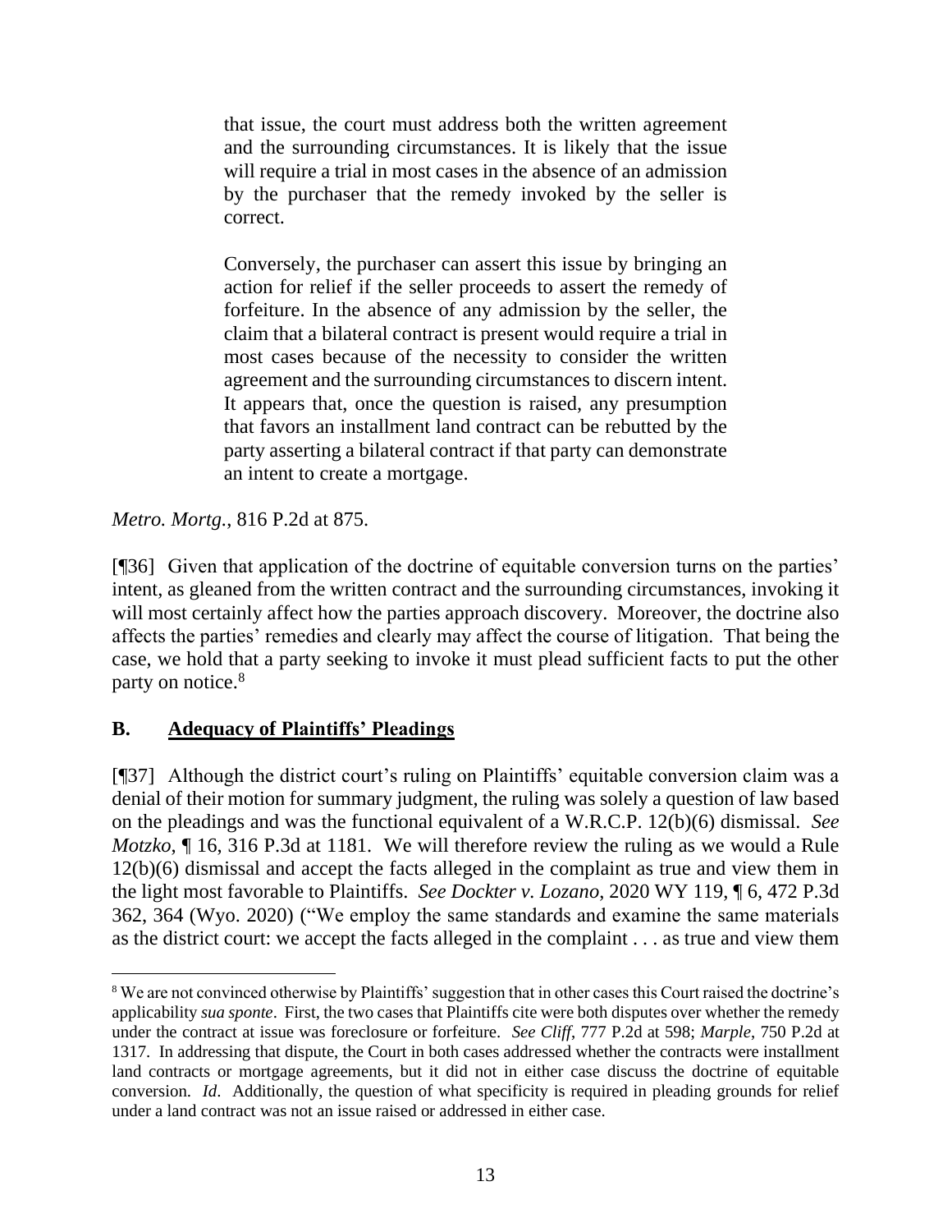> that issue, the court must address both the written agreement and the surrounding circumstances. It is likely that the issue will require a trial in most cases in the absence of an admission by the purchaser that the remedy invoked by the seller is correct.
>
> Conversely, the purchaser can assert this issue by bringing an action for relief if the seller proceeds to assert the remedy of forfeiture. In the absence of any admission by the seller, the claim that a bilateral contract is present would require a trial in most cases because of the necessity to consider the written agreement and the surrounding circumstances to discern intent. It appears that, once the question is raised, any presumption that favors an installment land contract can be rebutted by the party asserting a bilateral contract if that party can demonstrate an intent to create a mortgage.

*Metro. Mortg.*, 816 P.2d at 875.

[¶36] Given that application of the doctrine of equitable conversion turns on the parties' intent, as gleaned from the written contract and the surrounding circumstances, invoking it will most certainly affect how the parties approach discovery. Moreover, the doctrine also affects the parties' remedies and clearly may affect the course of litigation. That being the case, we hold that a party seeking to invoke it must plead sufficient facts to put the other party on notice.[8]

## B. Adequacy of Plaintiffs' Pleadings

[¶37] Although the district court's ruling on Plaintiffs' equitable conversion claim was a denial of their motion for summary judgment, the ruling was solely a question of law based on the pleadings and was the functional equivalent of a W.R.C.P. 12(b)(6) dismissal. *See Motzko*, ¶ 16, 316 P.3d at 1181. We will therefore review the ruling as we would a Rule 12(b)(6) dismissal and accept the facts alleged in the complaint as true and view them in the light most favorable to Plaintiffs. *See Dockter v. Lozano*, 2020 WY 119, ¶ 6, 472 P.3d 362, 364 (Wyo. 2020) ("We employ the same standards and examine the same materials as the district court: we accept the facts alleged in the complaint . . . as true and view them

---

[8] We are not convinced otherwise by Plaintiffs' suggestion that in other cases this Court raised the doctrine's applicability *sua sponte*. First, the two cases that Plaintiffs cite were both disputes over whether the remedy under the contract at issue was foreclosure or forfeiture. *See Cliff*, 777 P.2d at 598; *Marple*, 750 P.2d at 1317. In addressing that dispute, the Court in both cases addressed whether the contracts were installment land contracts or mortgage agreements, but it did not in either case discuss the doctrine of equitable conversion. *Id*. Additionally, the question of what specificity is required in pleading grounds for relief under a land contract was not an issue raised or addressed in either case.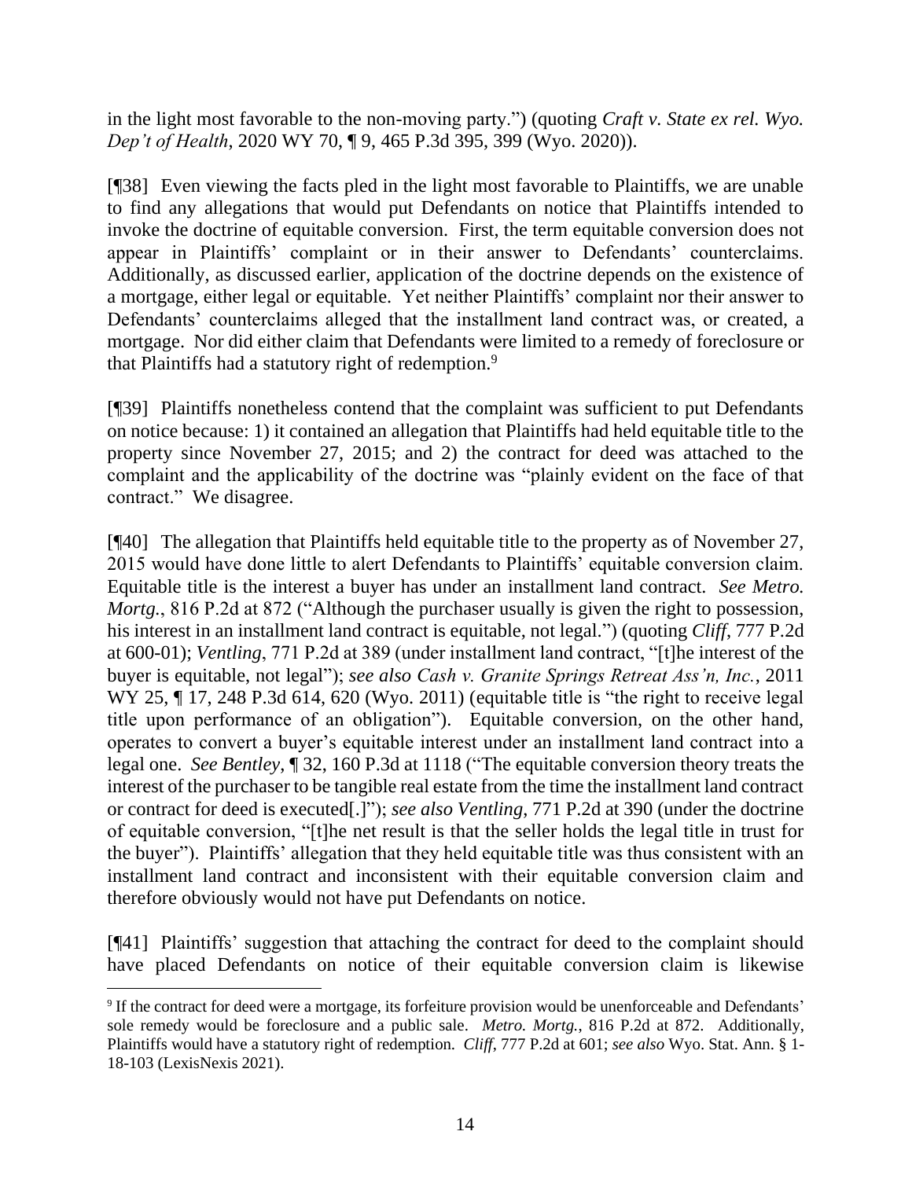in the light most favorable to the non-moving party.") (quoting *Craft v. State ex rel. Wyo. Dep't of Health*, 2020 WY 70, ¶ 9, 465 P.3d 395, 399 (Wyo. 2020)).

[¶38] Even viewing the facts pled in the light most favorable to Plaintiffs, we are unable to find any allegations that would put Defendants on notice that Plaintiffs intended to invoke the doctrine of equitable conversion. First, the term equitable conversion does not appear in Plaintiffs' complaint or in their answer to Defendants' counterclaims. Additionally, as discussed earlier, application of the doctrine depends on the existence of a mortgage, either legal or equitable. Yet neither Plaintiffs' complaint nor their answer to Defendants' counterclaims alleged that the installment land contract was, or created, a mortgage. Nor did either claim that Defendants were limited to a remedy of foreclosure or that Plaintiffs had a statutory right of redemption.[9]

[¶39] Plaintiffs nonetheless contend that the complaint was sufficient to put Defendants on notice because: 1) it contained an allegation that Plaintiffs had held equitable title to the property since November 27, 2015; and 2) the contract for deed was attached to the complaint and the applicability of the doctrine was "plainly evident on the face of that contract." We disagree.

[¶40] The allegation that Plaintiffs held equitable title to the property as of November 27, 2015 would have done little to alert Defendants to Plaintiffs' equitable conversion claim. Equitable title is the interest a buyer has under an installment land contract. *See Metro. Mortg.*, 816 P.2d at 872 ("Although the purchaser usually is given the right to possession, his interest in an installment land contract is equitable, not legal.") (quoting *Cliff*, 777 P.2d at 600-01); *Ventling*, 771 P.2d at 389 (under installment land contract, "[t]he interest of the buyer is equitable, not legal"); *see also Cash v. Granite Springs Retreat Ass'n, Inc.*, 2011 WY 25, ¶ 17, 248 P.3d 614, 620 (Wyo. 2011) (equitable title is "the right to receive legal title upon performance of an obligation"). Equitable conversion, on the other hand, operates to convert a buyer's equitable interest under an installment land contract into a legal one. *See Bentley*, ¶ 32, 160 P.3d at 1118 ("The equitable conversion theory treats the interest of the purchaser to be tangible real estate from the time the installment land contract or contract for deed is executed[.]"); *see also Ventling*, 771 P.2d at 390 (under the doctrine of equitable conversion, "[t]he net result is that the seller holds the legal title in trust for the buyer"). Plaintiffs' allegation that they held equitable title was thus consistent with an installment land contract and inconsistent with their equitable conversion claim and therefore obviously would not have put Defendants on notice.

[¶41] Plaintiffs' suggestion that attaching the contract for deed to the complaint should have placed Defendants on notice of their equitable conversion claim is likewise

[9] If the contract for deed were a mortgage, its forfeiture provision would be unenforceable and Defendants' sole remedy would be foreclosure and a public sale. *Metro. Mortg.*, 816 P.2d at 872. Additionally, Plaintiffs would have a statutory right of redemption. *Cliff*, 777 P.2d at 601; *see also* Wyo. Stat. Ann. § 1-18-103 (LexisNexis 2021).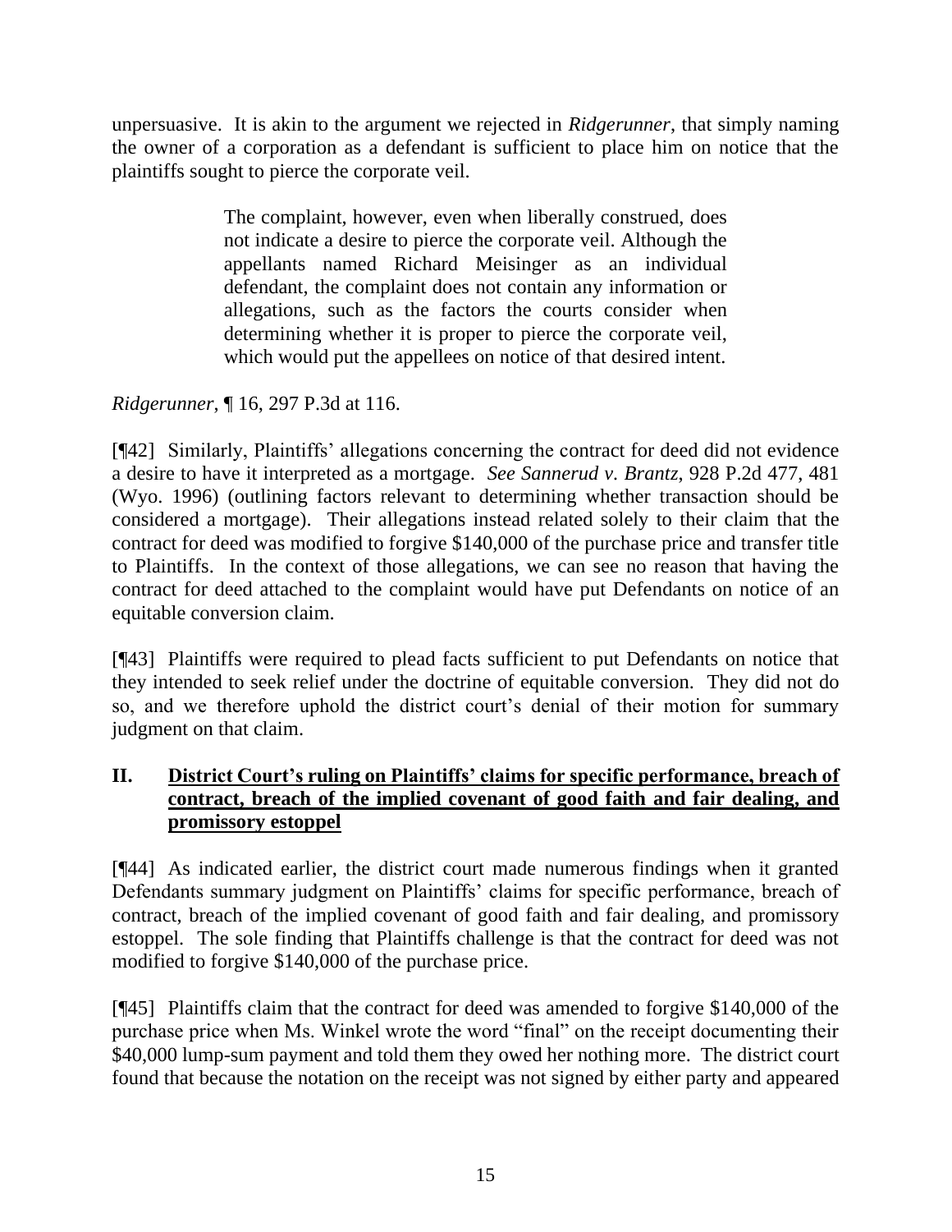unpersuasive. It is akin to the argument we rejected in *Ridgerunner*, that simply naming the owner of a corporation as a defendant is sufficient to place him on notice that the plaintiffs sought to pierce the corporate veil.

> The complaint, however, even when liberally construed, does not indicate a desire to pierce the corporate veil. Although the appellants named Richard Meisinger as an individual defendant, the complaint does not contain any information or allegations, such as the factors the courts consider when determining whether it is proper to pierce the corporate veil, which would put the appellees on notice of that desired intent.

*Ridgerunner*, ¶ 16, 297 P.3d at 116.

[¶42] Similarly, Plaintiffs' allegations concerning the contract for deed did not evidence a desire to have it interpreted as a mortgage. *See Sannerud v. Brantz*, 928 P.2d 477, 481 (Wyo. 1996) (outlining factors relevant to determining whether transaction should be considered a mortgage). Their allegations instead related solely to their claim that the contract for deed was modified to forgive $140,000 of the purchase price and transfer title to Plaintiffs. In the context of those allegations, we can see no reason that having the contract for deed attached to the complaint would have put Defendants on notice of an equitable conversion claim.

[¶43] Plaintiffs were required to plead facts sufficient to put Defendants on notice that they intended to seek relief under the doctrine of equitable conversion. They did not do so, and we therefore uphold the district court's denial of their motion for summary judgment on that claim.

## II. District Court's ruling on Plaintiffs' claims for specific performance, breach of contract, breach of the implied covenant of good faith and fair dealing, and promissory estoppel

[¶44] As indicated earlier, the district court made numerous findings when it granted Defendants summary judgment on Plaintiffs' claims for specific performance, breach of contract, breach of the implied covenant of good faith and fair dealing, and promissory estoppel. The sole finding that Plaintiffs challenge is that the contract for deed was not modified to forgive $140,000 of the purchase price.

[¶45] Plaintiffs claim that the contract for deed was amended to forgive $140,000 of the purchase price when Ms. Winkel wrote the word "final" on the receipt documenting their $40,000 lump-sum payment and told them they owed her nothing more. The district court found that because the notation on the receipt was not signed by either party and appeared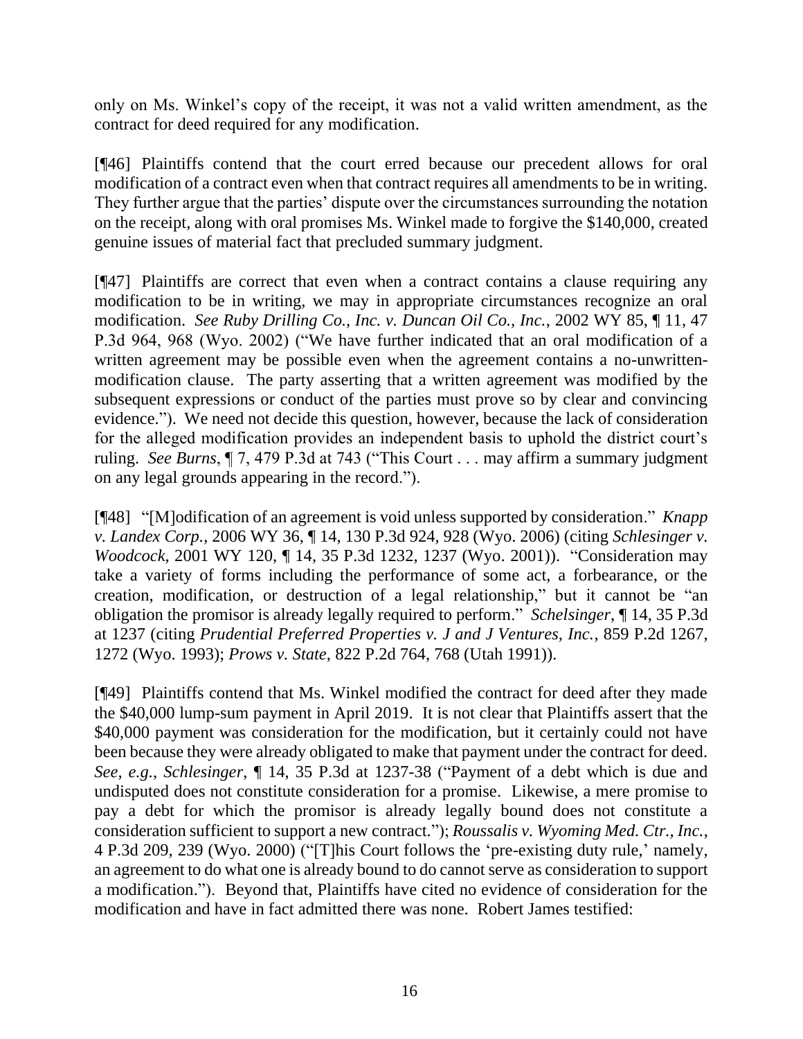only on Ms. Winkel's copy of the receipt, it was not a valid written amendment, as the contract for deed required for any modification.

[¶46] Plaintiffs contend that the court erred because our precedent allows for oral modification of a contract even when that contract requires all amendments to be in writing. They further argue that the parties' dispute over the circumstances surrounding the notation on the receipt, along with oral promises Ms. Winkel made to forgive the $140,000, created genuine issues of material fact that precluded summary judgment.

[¶47] Plaintiffs are correct that even when a contract contains a clause requiring any modification to be in writing, we may in appropriate circumstances recognize an oral modification. *See Ruby Drilling Co., Inc. v. Duncan Oil Co., Inc.*, 2002 WY 85, ¶ 11, 47 P.3d 964, 968 (Wyo. 2002) ("We have further indicated that an oral modification of a written agreement may be possible even when the agreement contains a no-unwritten-modification clause. The party asserting that a written agreement was modified by the subsequent expressions or conduct of the parties must prove so by clear and convincing evidence."). We need not decide this question, however, because the lack of consideration for the alleged modification provides an independent basis to uphold the district court's ruling. *See Burns*, ¶ 7, 479 P.3d at 743 ("This Court . . . may affirm a summary judgment on any legal grounds appearing in the record.").

[¶48] "[M]odification of an agreement is void unless supported by consideration." *Knapp v. Landex Corp.*, 2006 WY 36, ¶ 14, 130 P.3d 924, 928 (Wyo. 2006) (citing *Schlesinger v. Woodcock*, 2001 WY 120, ¶ 14, 35 P.3d 1232, 1237 (Wyo. 2001)). "Consideration may take a variety of forms including the performance of some act, a forbearance, or the creation, modification, or destruction of a legal relationship," but it cannot be "an obligation the promisor is already legally required to perform." *Schelsinger*, ¶ 14, 35 P.3d at 1237 (citing *Prudential Preferred Properties v. J and J Ventures, Inc.*, 859 P.2d 1267, 1272 (Wyo. 1993); *Prows v. State*, 822 P.2d 764, 768 (Utah 1991)).

[¶49] Plaintiffs contend that Ms. Winkel modified the contract for deed after they made the $40,000 lump-sum payment in April 2019. It is not clear that Plaintiffs assert that the $40,000 payment was consideration for the modification, but it certainly could not have been because they were already obligated to make that payment under the contract for deed. *See, e.g.*, *Schlesinger*, ¶ 14, 35 P.3d at 1237-38 ("Payment of a debt which is due and undisputed does not constitute consideration for a promise. Likewise, a mere promise to pay a debt for which the promisor is already legally bound does not constitute a consideration sufficient to support a new contract."); *Roussalis v. Wyoming Med. Ctr., Inc.*, 4 P.3d 209, 239 (Wyo. 2000) ("[T]his Court follows the 'pre-existing duty rule,' namely, an agreement to do what one is already bound to do cannot serve as consideration to support a modification."). Beyond that, Plaintiffs have cited no evidence of consideration for the modification and have in fact admitted there was none. Robert James testified: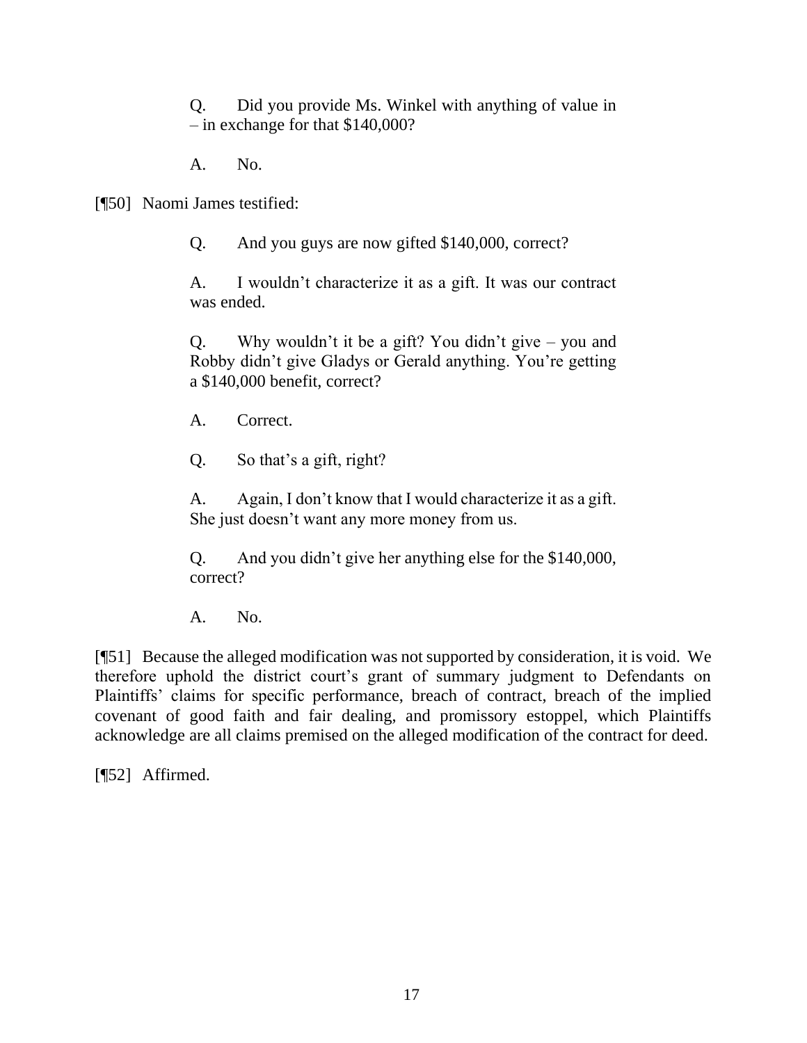> Q. Did you provide Ms. Winkel with anything of value in – in exchange for that $140,000?
>
> A. No.

[¶50] Naomi James testified:

> Q. And you guys are now gifted $140,000, correct?
>
> A. I wouldn't characterize it as a gift. It was our contract was ended.
>
> Q. Why wouldn't it be a gift? You didn't give – you and Robby didn't give Gladys or Gerald anything. You're getting a $140,000 benefit, correct?
>
> A. Correct.
>
> Q. So that's a gift, right?
>
> A. Again, I don't know that I would characterize it as a gift. She just doesn't want any more money from us.
>
> Q. And you didn't give her anything else for the $140,000, correct?
>
> A. No.

[¶51] Because the alleged modification was not supported by consideration, it is void. We therefore uphold the district court's grant of summary judgment to Defendants on Plaintiffs' claims for specific performance, breach of contract, breach of the implied covenant of good faith and fair dealing, and promissory estoppel, which Plaintiffs acknowledge are all claims premised on the alleged modification of the contract for deed.

[¶52] Affirmed.